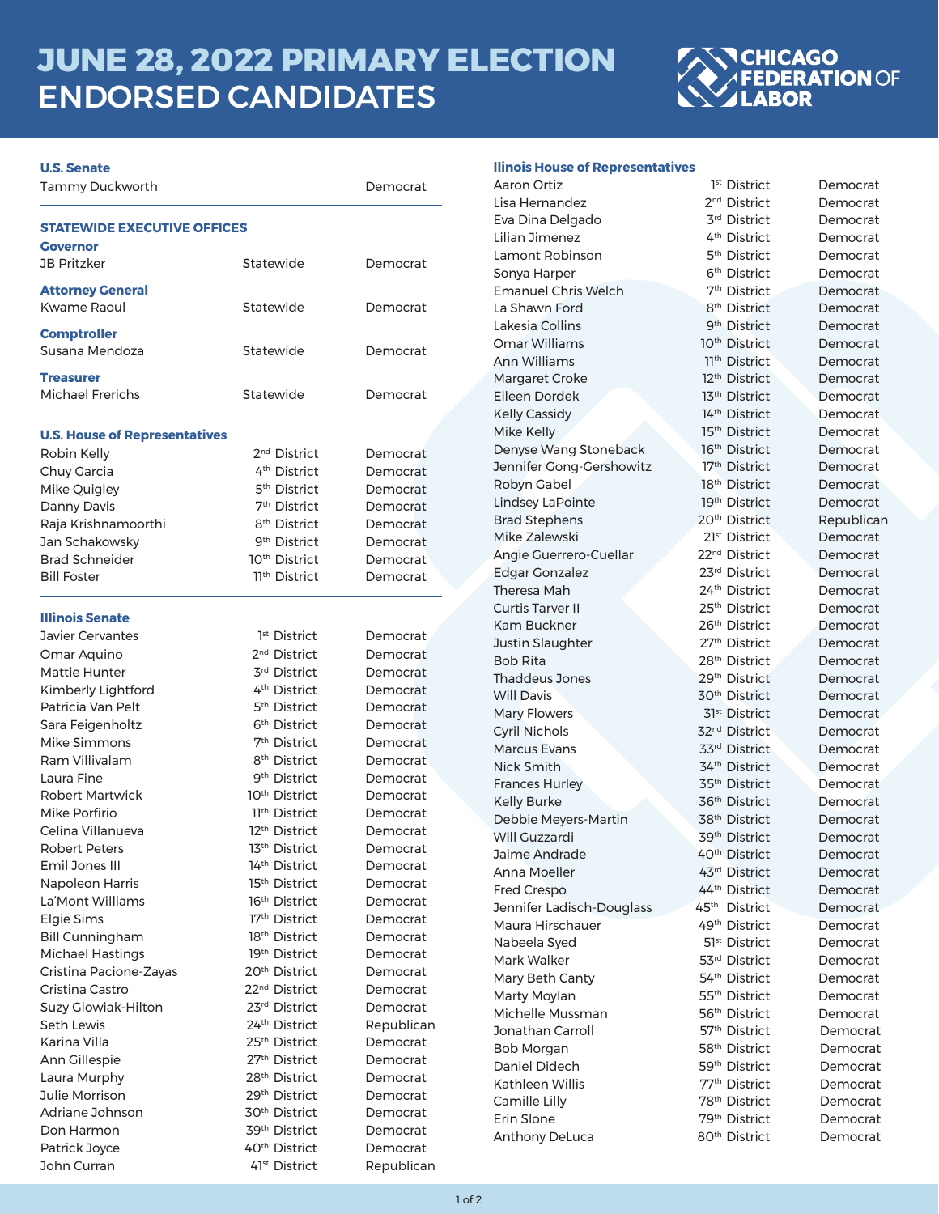# JUNE 28, 2022 PRIMARY ELECTION ENDORSED CANDIDATES

CHICAGO FEDERATION OF LABOR

## U.S. Senate

| Candidate | | Party |
|---|---|---|
| Tammy Duckworth | | Democrat |

## STATEWIDE EXECUTIVE OFFICES

### Governor

| Candidate | District | Party |
|---|---|---|
| JB Pritzker | Statewide | Democrat |

### Attorney General

| Candidate | District | Party |
|---|---|---|
| Kwame Raoul | Statewide | Democrat |

### Comptroller

| Candidate | District | Party |
|---|---|---|
| Susana Mendoza | Statewide | Democrat |

### Treasurer

| Candidate | District | Party |
|---|---|---|
| Michael Frerichs | Statewide | Democrat |

## U.S. House of Representatives

| Candidate | District | Party |
|---|---|---|
| Robin Kelly | 2nd District | Democrat |
| Chuy Garcia | 4th District | Democrat |
| Mike Quigley | 5th District | Democrat |
| Danny Davis | 7th District | Democrat |
| Raja Krishnamoorthi | 8th District | Democrat |
| Jan Schakowsky | 9th District | Democrat |
| Brad Schneider | 10th District | Democrat |
| Bill Foster | 11th District | Democrat |

## Illinois Senate

| Candidate | District | Party |
|---|---|---|
| Javier Cervantes | 1st District | Democrat |
| Omar Aquino | 2nd District | Democrat |
| Mattie Hunter | 3rd District | Democrat |
| Kimberly Lightford | 4th District | Democrat |
| Patricia Van Pelt | 5th District | Democrat |
| Sara Feigenholtz | 6th District | Democrat |
| Mike Simmons | 7th District | Democrat |
| Ram Villivalam | 8th District | Democrat |
| Laura Fine | 9th District | Democrat |
| Robert Martwick | 10th District | Democrat |
| Mike Porfirio | 11th District | Democrat |
| Celina Villanueva | 12th District | Democrat |
| Robert Peters | 13th District | Democrat |
| Emil Jones III | 14th District | Democrat |
| Napoleon Harris | 15th District | Democrat |
| La'Mont Williams | 16th District | Democrat |
| Elgie Sims | 17th District | Democrat |
| Bill Cunningham | 18th District | Democrat |
| Michael Hastings | 19th District | Democrat |
| Cristina Pacione-Zayas | 20th District | Democrat |
| Cristina Castro | 22nd District | Democrat |
| Suzy Glowiak-Hilton | 23rd District | Democrat |
| Seth Lewis | 24th District | Republican |
| Karina Villa | 25th District | Democrat |
| Ann Gillespie | 27th District | Democrat |
| Laura Murphy | 28th District | Democrat |
| Julie Morrison | 29th District | Democrat |
| Adriane Johnson | 30th District | Democrat |
| Don Harmon | 39th District | Democrat |
| Patrick Joyce | 40th District | Democrat |
| John Curran | 41st District | Republican |

## Ilinois House of Representatives

| Candidate | District | Party |
|---|---|---|
| Aaron Ortiz | 1st District | Democrat |
| Lisa Hernandez | 2nd District | Democrat |
| Eva Dina Delgado | 3rd District | Democrat |
| Lilian Jimenez | 4th District | Democrat |
| Lamont Robinson | 5th District | Democrat |
| Sonya Harper | 6th District | Democrat |
| Emanuel Chris Welch | 7th District | Democrat |
| La Shawn Ford | 8th District | Democrat |
| Lakesia Collins | 9th District | Democrat |
| Omar Williams | 10th District | Democrat |
| Ann Williams | 11th District | Democrat |
| Margaret Croke | 12th District | Democrat |
| Eileen Dordek | 13th District | Democrat |
| Kelly Cassidy | 14th District | Democrat |
| Mike Kelly | 15th District | Democrat |
| Denyse Wang Stoneback | 16th District | Democrat |
| Jennifer Gong-Gershowitz | 17th District | Democrat |
| Robyn Gabel | 18th District | Democrat |
| Lindsey LaPointe | 19th District | Democrat |
| Brad Stephens | 20th District | Republican |
| Mike Zalewski | 21st District | Democrat |
| Angie Guerrero-Cuellar | 22nd District | Democrat |
| Edgar Gonzalez | 23rd District | Democrat |
| Theresa Mah | 24th District | Democrat |
| Curtis Tarver II | 25th District | Democrat |
| Kam Buckner | 26th District | Democrat |
| Justin Slaughter | 27th District | Democrat |
| Bob Rita | 28th District | Democrat |
| Thaddeus Jones | 29th District | Democrat |
| Will Davis | 30th District | Democrat |
| Mary Flowers | 31st District | Democrat |
| Cyril Nichols | 32nd District | Democrat |
| Marcus Evans | 33rd District | Democrat |
| Nick Smith | 34th District | Democrat |
| Frances Hurley | 35th District | Democrat |
| Kelly Burke | 36th District | Democrat |
| Debbie Meyers-Martin | 38th District | Democrat |
| Will Guzzardi | 39th District | Democrat |
| Jaime Andrade | 40th District | Democrat |
| Anna Moeller | 43rd District | Democrat |
| Fred Crespo | 44th District | Democrat |
| Jennifer Ladisch-Douglass | 45th District | Democrat |
| Maura Hirschauer | 49th District | Democrat |
| Nabeela Syed | 51st District | Democrat |
| Mark Walker | 53rd District | Democrat |
| Mary Beth Canty | 54th District | Democrat |
| Marty Moylan | 55th District | Democrat |
| Michelle Mussman | 56th District | Democrat |
| Jonathan Carroll | 57th District | Democrat |
| Bob Morgan | 58th District | Democrat |
| Daniel Didech | 59th District | Democrat |
| Kathleen Willis | 77th District | Democrat |
| Camille Lilly | 78th District | Democrat |
| Erin Slone | 79th District | Democrat |
| Anthony DeLuca | 80th District | Democrat |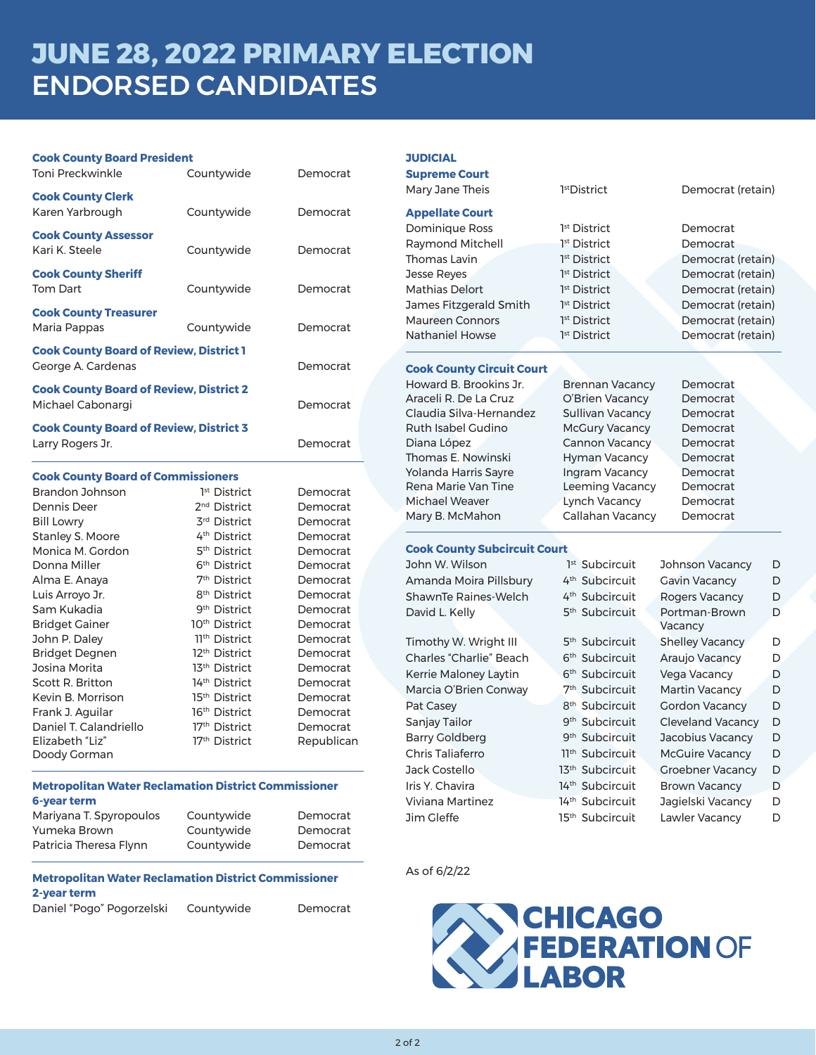# JUNE 28, 2022 PRIMARY ELECTION
## ENDORSED CANDIDATES

### Cook County Board President

| | | |
|---|---|---|
| Toni Preckwinkle | Countywide | Democrat |

### Cook County Clerk

| | | |
|---|---|---|
| Karen Yarbrough | Countywide | Democrat |

### Cook County Assessor

| | | |
|---|---|---|
| Kari K. Steele | Countywide | Democrat |

### Cook County Sheriff

| | | |
|---|---|---|
| Tom Dart | Countywide | Democrat |

### Cook County Treasurer

| | | |
|---|---|---|
| Maria Pappas | Countywide | Democrat |

### Cook County Board of Review, District 1

| | |
|---|---|
| George A. Cardenas | Democrat |

### Cook County Board of Review, District 2

| | |
|---|---|
| Michael Cabonargi | Democrat |

### Cook County Board of Review, District 3

| | |
|---|---|
| Larry Rogers Jr. | Democrat |

### Cook County Board of Commissioners

| | | |
|---|---|---|
| Brandon Johnson | 1st District | Democrat |
| Dennis Deer | 2nd District | Democrat |
| Bill Lowry | 3rd District | Democrat |
| Stanley S. Moore | 4th District | Democrat |
| Monica M. Gordon | 5th District | Democrat |
| Donna Miller | 6th District | Democrat |
| Alma E. Anaya | 7th District | Democrat |
| Luis Arroyo Jr. | 8th District | Democrat |
| Sam Kukadia | 9th District | Democrat |
| Bridget Gainer | 10th District | Democrat |
| John P. Daley | 11th District | Democrat |
| Bridget Degnen | 12th District | Democrat |
| Josina Morita | 13th District | Democrat |
| Scott R. Britton | 14th District | Democrat |
| Kevin B. Morrison | 15th District | Democrat |
| Frank J. Aguilar | 16th District | Democrat |
| Daniel T. Calandriello | 17th District | Democrat |
| Elizabeth "Liz" Doody Gorman | 17th District | Republican |

### Metropolitan Water Reclamation District Commissioner 6-year term

| | | |
|---|---|---|
| Mariyana T. Spyropoulos | Countywide | Democrat |
| Yumeka Brown | Countywide | Democrat |
| Patricia Theresa Flynn | Countywide | Democrat |

### Metropolitan Water Reclamation District Commissioner 2-year term

| | | |
|---|---|---|
| Daniel "Pogo" Pogorzelski | Countywide | Democrat |

### JUDICIAL

### Supreme Court

| | | |
|---|---|---|
| Mary Jane Theis | 1st District | Democrat (retain) |

### Appellate Court

| | | |
|---|---|---|
| Dominique Ross | 1st District | Democrat |
| Raymond Mitchell | 1st District | Democrat |
| Thomas Lavin | 1st District | Democrat (retain) |
| Jesse Reyes | 1st District | Democrat (retain) |
| Mathias Delort | 1st District | Democrat (retain) |
| James Fitzgerald Smith | 1st District | Democrat (retain) |
| Maureen Connors | 1st District | Democrat (retain) |
| Nathaniel Howse | 1st District | Democrat (retain) |

### Cook County Circuit Court

| | | |
|---|---|---|
| Howard B. Brookins Jr. | Brennan Vacancy | Democrat |
| Araceli R. De La Cruz | O'Brien Vacancy | Democrat |
| Claudia Silva-Hernandez | Sullivan Vacancy | Democrat |
| Ruth Isabel Gudino | McGury Vacancy | Democrat |
| Diana López | Cannon Vacancy | Democrat |
| Thomas E. Nowinski | Hyman Vacancy | Democrat |
| Yolanda Harris Sayre | Ingram Vacancy | Democrat |
| Rena Marie Van Tine | Leeming Vacancy | Democrat |
| Michael Weaver | Lynch Vacancy | Democrat |
| Mary B. McMahon | Callahan Vacancy | Democrat |

### Cook County Subcircuit Court

| | | | |
|---|---|---|---|
| John W. Wilson | 1st Subcircuit | Johnson Vacancy | D |
| Amanda Moira Pillsbury | 4th Subcircuit | Gavin Vacancy | D |
| ShawnTe Raines-Welch | 4th Subcircuit | Rogers Vacancy | D |
| David L. Kelly | 5th Subcircuit | Portman-Brown Vacancy | D |
| Timothy W. Wright III | 5th Subcircuit | Shelley Vacancy | D |
| Charles "Charlie" Beach | 6th Subcircuit | Araujo Vacancy | D |
| Kerrie Maloney Laytin | 6th Subcircuit | Vega Vacancy | D |
| Marcia O'Brien Conway | 7th Subcircuit | Martin Vacancy | D |
| Pat Casey | 8th Subcircuit | Gordon Vacancy | D |
| Sanjay Tailor | 9th Subcircuit | Cleveland Vacancy | D |
| Barry Goldberg | 9th Subcircuit | Jacobius Vacancy | D |
| Chris Taliaferro | 11th Subcircuit | McGuire Vacancy | D |
| Jack Costello | 13th Subcircuit | Groebner Vacancy | D |
| Iris Y. Chavira | 14th Subcircuit | Brown Vacancy | D |
| Viviana Martinez | 14th Subcircuit | Jagielski Vacancy | D |
| Jim Gleffe | 15th Subcircuit | Lawler Vacancy | D |

As of 6/2/22

CHICAGO FEDERATION OF LABOR